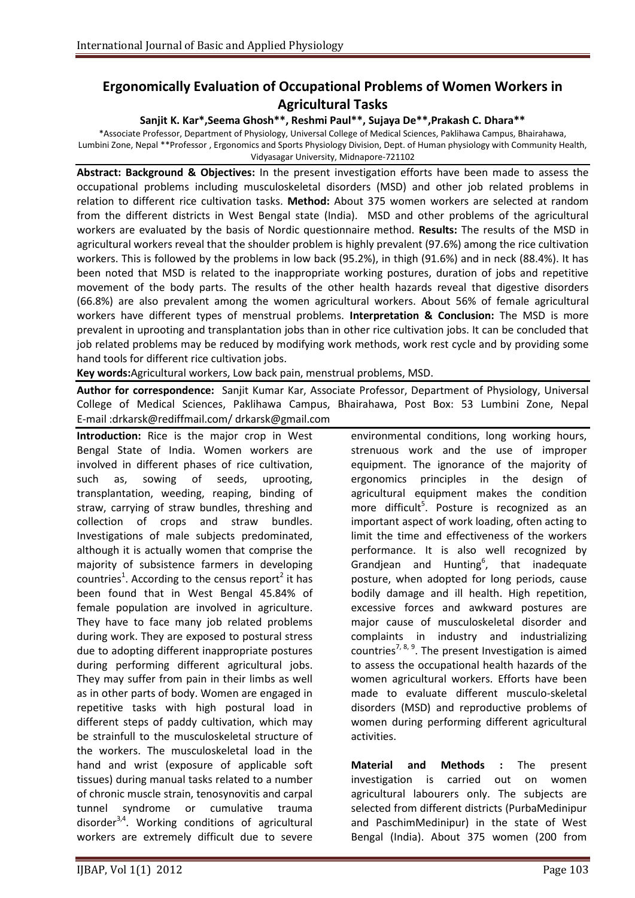# Ergonomically Evaluation of Occupational Problems of Women Workers in Agricultural Tasks

**Sanjit K. Kar\*, Seema Ghosh\*\*, Reshmi Paul\*\*, Sujaya De\*\*, Prakash C. Dhara\*\***

\*Associate Professor, Department of Physiology, Universal College of Medical Sciences, Paklihawa Campus, Bhairahawa, Lumbini Zone, Nepal \*\*Professor , Ergonomics and Sports Physiology Division, Dept. of Human physiology with Community Health, Vidyasagar University, Midnapore-721102

**Abstract: Background & Objectives:** In the present investigation efforts have been made to assess the occupational problems including musculoskeletal disorders (MSD) and other job related problems in relation to different rice cultivation tasks. **Method:** About 375 women workers are selected at random from the different districts in West Bengal state (India). MSD and other problems of the agricultural workers are evaluated by the basis of Nordic questionnaire method. **Results:** The results of the MSD in agricultural workers reveal that the shoulder problem is highly prevalent (97.6%) among the rice cultivation workers. This is followed by the problems in low back (95.2%), in thigh (91.6%) and in neck (88.4%). It has been noted that MSD is related to the inappropriate working postures, duration of jobs and repetitive movement of the body parts. The results of the other health hazards reveal that digestive disorders (66.8%) are also prevalent among the women agricultural workers. About 56% of female agricultural workers have different types of menstrual problems. **Interpretation & Conclusion:** The MSD is more prevalent in uprooting and transplantation jobs than in other rice cultivation jobs. It can be concluded that job related problems may be reduced by modifying work methods, work rest cycle and by providing some hand tools for different rice cultivation jobs.

**Key words:** Agricultural workers, Low back pain, menstrual problems, MSD.

**Author for correspondence:** Sanjit Kumar Kar, Associate Professor, Department of Physiology, Universal College of Medical Sciences, Paklihawa Campus, Bhairahawa, Post Box: 53 Lumbini Zone, Nepal E-mail :drkarsk@rediffmail.com/ drkarsk@gmail.com

**Introduction:** Rice is the major crop in West Bengal State of India. Women workers are involved in different phases of rice cultivation, such as, sowing of seeds, uprooting, transplantation, weeding, reaping, binding of straw, carrying of straw bundles, threshing and collection of crops and straw bundles. Investigations of male subjects predominated, although it is actually women that comprise the majority of subsistence farmers in developing countries[1]. According to the census report[2] it has been found that in West Bengal 45.84% of female population are involved in agriculture. They have to face many job related problems during work. They are exposed to postural stress due to adopting different inappropriate postures during performing different agricultural jobs. They may suffer from pain in their limbs as well as in other parts of body. Women are engaged in repetitive tasks with high postural load in different steps of paddy cultivation, which may be strainfull to the musculoskeletal structure of the workers. The musculoskeletal load in the hand and wrist (exposure of applicable soft tissues) during manual tasks related to a number of chronic muscle strain, tenosynovitis and carpal tunnel syndrome or cumulative trauma disorder[3,4]. Working conditions of agricultural workers are extremely difficult due to severe environmental conditions, long working hours, strenuous work and the use of improper equipment. The ignorance of the majority of ergonomics principles in the design of agricultural equipment makes the condition more difficult[5]. Posture is recognized as an important aspect of work loading, often acting to limit the time and effectiveness of the workers performance. It is also well recognized by Grandjean and Hunting[6], that inadequate posture, when adopted for long periods, cause bodily damage and ill health. High repetition, excessive forces and awkward postures are major cause of musculoskeletal disorder and complaints in industry and industrializing countries[7, 8, 9]. The present Investigation is aimed to assess the occupational health hazards of the women agricultural workers. Efforts have been made to evaluate different musculo-skeletal disorders (MSD) and reproductive problems of women during performing different agricultural activities.

**Material and Methods :** The present investigation is carried out on women agricultural labourers only. The subjects are selected from different districts (PurbaMedinipur and PaschimMedinipur) in the state of West Bengal (India). About 375 women (200 from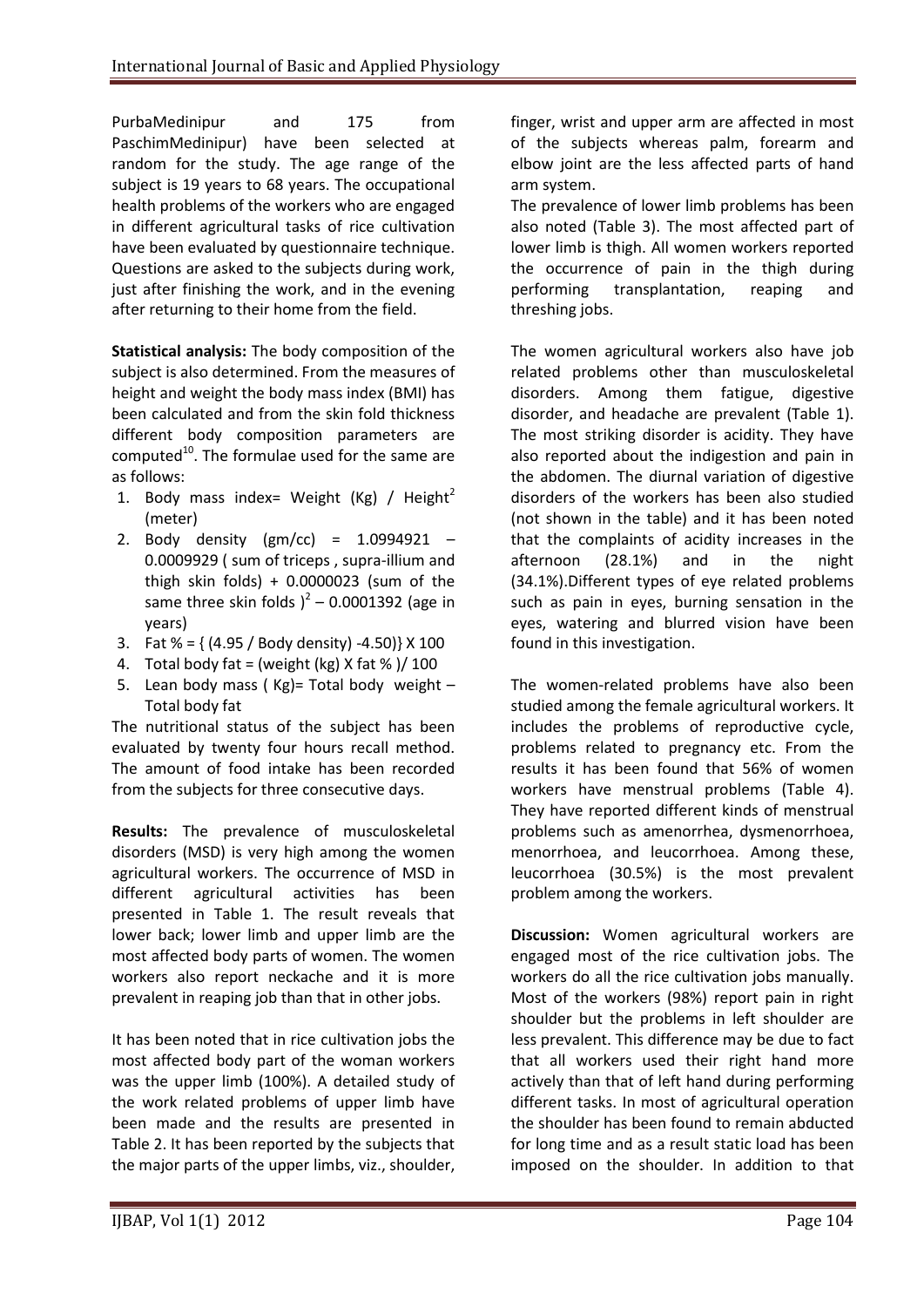PurbaMedinipur and 175 from PaschimMedinipur) have been selected at random for the study. The age range of the subject is 19 years to 68 years. The occupational health problems of the workers who are engaged in different agricultural tasks of rice cultivation have been evaluated by questionnaire technique. Questions are asked to the subjects during work, just after finishing the work, and in the evening after returning to their home from the field.

**Statistical analysis:** The body composition of the subject is also determined. From the measures of height and weight the body mass index (BMI) has been calculated and from the skin fold thickness different body composition parameters are computed[10]. The formulae used for the same are as follows:

1. Body mass index= Weight (Kg) / Height$^2$ (meter)
2. Body density (gm/cc) = 1.0994921 – 0.0009929 ( sum of triceps , supra-illium and thigh skin folds) + 0.0000023 (sum of the same three skin folds )$^2$ – 0.0001392 (age in years)
3. Fat % = { (4.95 / Body density) -4.50)} X 100
4. Total body fat = (weight (kg) X fat % )/ 100
5. Lean body mass ( Kg)= Total body weight – Total body fat

The nutritional status of the subject has been evaluated by twenty four hours recall method. The amount of food intake has been recorded from the subjects for three consecutive days.

**Results:** The prevalence of musculoskeletal disorders (MSD) is very high among the women agricultural workers. The occurrence of MSD in different agricultural activities has been presented in Table 1. The result reveals that lower back; lower limb and upper limb are the most affected body parts of women. The women workers also report neckache and it is more prevalent in reaping job than that in other jobs.

It has been noted that in rice cultivation jobs the most affected body part of the woman workers was the upper limb (100%). A detailed study of the work related problems of upper limb have been made and the results are presented in Table 2. It has been reported by the subjects that the major parts of the upper limbs, viz., shoulder, finger, wrist and upper arm are affected in most of the subjects whereas palm, forearm and elbow joint are the less affected parts of hand arm system.

The prevalence of lower limb problems has been also noted (Table 3). The most affected part of lower limb is thigh. All women workers reported the occurrence of pain in the thigh during performing transplantation, reaping and threshing jobs.

The women agricultural workers also have job related problems other than musculoskeletal disorders. Among them fatigue, digestive disorder, and headache are prevalent (Table 1). The most striking disorder is acidity. They have also reported about the indigestion and pain in the abdomen. The diurnal variation of digestive disorders of the workers has been also studied (not shown in the table) and it has been noted that the complaints of acidity increases in the afternoon (28.1%) and in the night (34.1%).Different types of eye related problems such as pain in eyes, burning sensation in the eyes, watering and blurred vision have been found in this investigation.

The women-related problems have also been studied among the female agricultural workers. It includes the problems of reproductive cycle, problems related to pregnancy etc. From the results it has been found that 56% of women workers have menstrual problems (Table 4). They have reported different kinds of menstrual problems such as amenorrhea, dysmenorrhoea, menorrhoea, and leucorrhoea. Among these, leucorrhoea (30.5%) is the most prevalent problem among the workers.

**Discussion:** Women agricultural workers are engaged most of the rice cultivation jobs. The workers do all the rice cultivation jobs manually. Most of the workers (98%) report pain in right shoulder but the problems in left shoulder are less prevalent. This difference may be due to fact that all workers used their right hand more actively than that of left hand during performing different tasks. In most of agricultural operation the shoulder has been found to remain abducted for long time and as a result static load has been imposed on the shoulder. In addition to that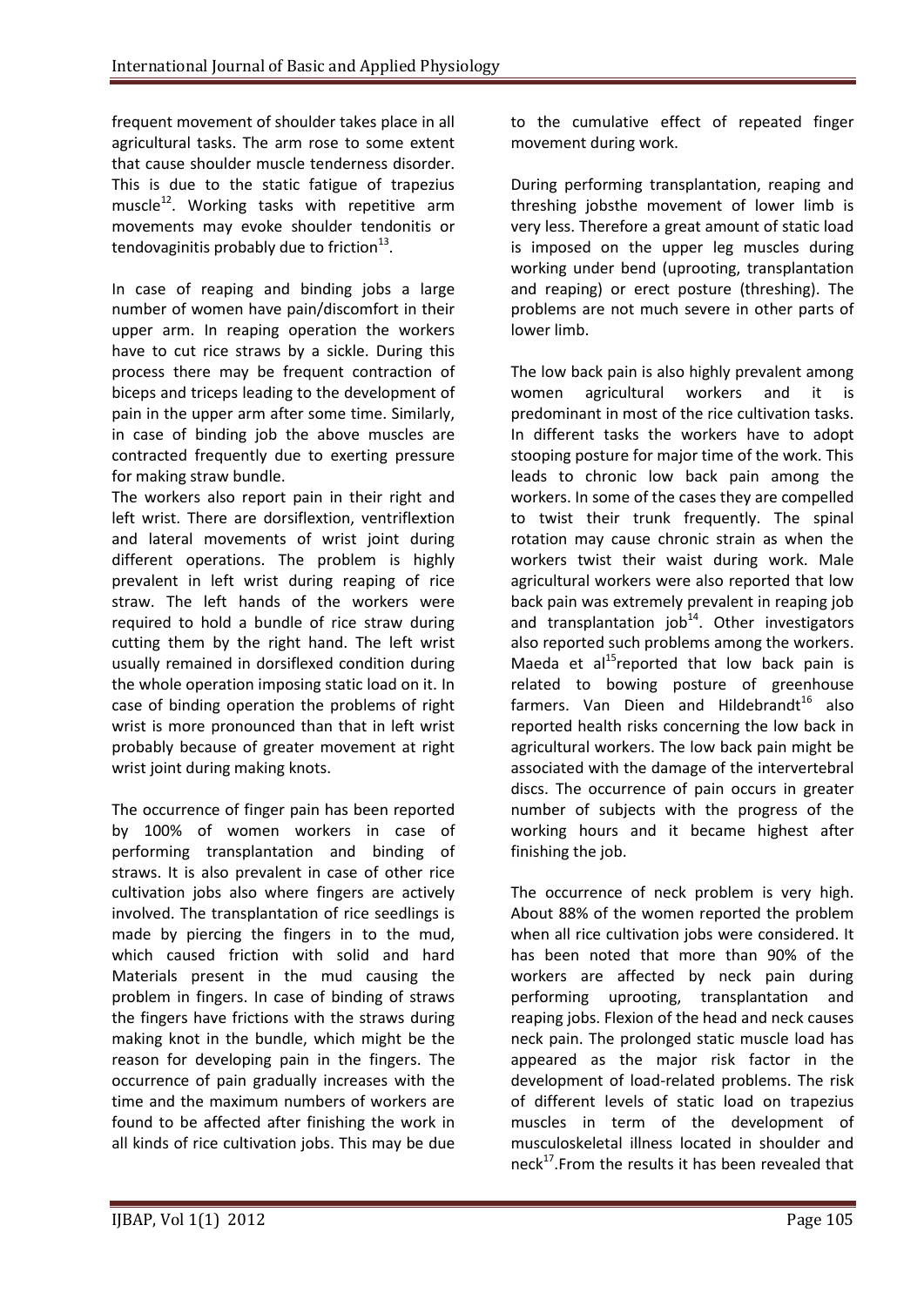frequent movement of shoulder takes place in all agricultural tasks. The arm rose to some extent that cause shoulder muscle tenderness disorder. This is due to the static fatigue of trapezius muscle[12]. Working tasks with repetitive arm movements may evoke shoulder tendonitis or tendovaginitis probably due to friction[13].

In case of reaping and binding jobs a large number of women have pain/discomfort in their upper arm. In reaping operation the workers have to cut rice straws by a sickle. During this process there may be frequent contraction of biceps and triceps leading to the development of pain in the upper arm after some time. Similarly, in case of binding job the above muscles are contracted frequently due to exerting pressure for making straw bundle.

The workers also report pain in their right and left wrist. There are dorsiflextion, ventriflextion and lateral movements of wrist joint during different operations. The problem is highly prevalent in left wrist during reaping of rice straw. The left hands of the workers were required to hold a bundle of rice straw during cutting them by the right hand. The left wrist usually remained in dorsiflexed condition during the whole operation imposing static load on it. In case of binding operation the problems of right wrist is more pronounced than that in left wrist probably because of greater movement at right wrist joint during making knots.

The occurrence of finger pain has been reported by 100% of women workers in case of performing transplantation and binding of straws. It is also prevalent in case of other rice cultivation jobs also where fingers are actively involved. The transplantation of rice seedlings is made by piercing the fingers in to the mud, which caused friction with solid and hard Materials present in the mud causing the problem in fingers. In case of binding of straws the fingers have frictions with the straws during making knot in the bundle, which might be the reason for developing pain in the fingers. The occurrence of pain gradually increases with the time and the maximum numbers of workers are found to be affected after finishing the work in all kinds of rice cultivation jobs. This may be due to the cumulative effect of repeated finger movement during work.

During performing transplantation, reaping and threshing jobsthe movement of lower limb is very less. Therefore a great amount of static load is imposed on the upper leg muscles during working under bend (uprooting, transplantation and reaping) or erect posture (threshing). The problems are not much severe in other parts of lower limb.

The low back pain is also highly prevalent among women agricultural workers and it is predominant in most of the rice cultivation tasks. In different tasks the workers have to adopt stooping posture for major time of the work. This leads to chronic low back pain among the workers. In some of the cases they are compelled to twist their trunk frequently. The spinal rotation may cause chronic strain as when the workers twist their waist during work. Male agricultural workers were also reported that low back pain was extremely prevalent in reaping job and transplantation job[14]. Other investigators also reported such problems among the workers. Maeda et al[15]reported that low back pain is related to bowing posture of greenhouse farmers. Van Dieen and Hildebrandt[16] also reported health risks concerning the low back in agricultural workers. The low back pain might be associated with the damage of the intervertebral discs. The occurrence of pain occurs in greater number of subjects with the progress of the working hours and it became highest after finishing the job.

The occurrence of neck problem is very high. About 88% of the women reported the problem when all rice cultivation jobs were considered. It has been noted that more than 90% of the workers are affected by neck pain during performing uprooting, transplantation and reaping jobs. Flexion of the head and neck causes neck pain. The prolonged static muscle load has appeared as the major risk factor in the development of load-related problems. The risk of different levels of static load on trapezius muscles in term of the development of musculoskeletal illness located in shoulder and neck[17].From the results it has been revealed that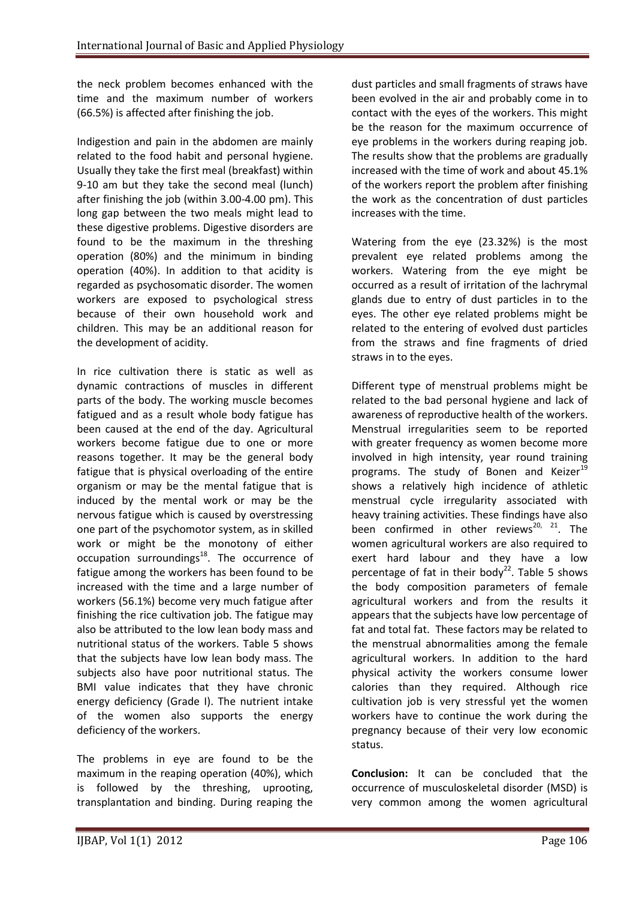the neck problem becomes enhanced with the time and the maximum number of workers (66.5%) is affected after finishing the job.

Indigestion and pain in the abdomen are mainly related to the food habit and personal hygiene. Usually they take the first meal (breakfast) within 9-10 am but they take the second meal (lunch) after finishing the job (within 3.00-4.00 pm). This long gap between the two meals might lead to these digestive problems. Digestive disorders are found to be the maximum in the threshing operation (80%) and the minimum in binding operation (40%). In addition to that acidity is regarded as psychosomatic disorder. The women workers are exposed to psychological stress because of their own household work and children. This may be an additional reason for the development of acidity.

In rice cultivation there is static as well as dynamic contractions of muscles in different parts of the body. The working muscle becomes fatigued and as a result whole body fatigue has been caused at the end of the day. Agricultural workers become fatigue due to one or more reasons together. It may be the general body fatigue that is physical overloading of the entire organism or may be the mental fatigue that is induced by the mental work or may be the nervous fatigue which is caused by overstressing one part of the psychomotor system, as in skilled work or might be the monotony of either occupation surroundings[18]. The occurrence of fatigue among the workers has been found to be increased with the time and a large number of workers (56.1%) become very much fatigue after finishing the rice cultivation job. The fatigue may also be attributed to the low lean body mass and nutritional status of the workers. Table 5 shows that the subjects have low lean body mass. The subjects also have poor nutritional status. The BMI value indicates that they have chronic energy deficiency (Grade I). The nutrient intake of the women also supports the energy deficiency of the workers.

The problems in eye are found to be the maximum in the reaping operation (40%), which is followed by the threshing, uprooting, transplantation and binding. During reaping the dust particles and small fragments of straws have been evolved in the air and probably come in to contact with the eyes of the workers. This might be the reason for the maximum occurrence of eye problems in the workers during reaping job. The results show that the problems are gradually increased with the time of work and about 45.1% of the workers report the problem after finishing the work as the concentration of dust particles increases with the time.

Watering from the eye (23.32%) is the most prevalent eye related problems among the workers. Watering from the eye might be occurred as a result of irritation of the lachrymal glands due to entry of dust particles in to the eyes. The other eye related problems might be related to the entering of evolved dust particles from the straws and fine fragments of dried straws in to the eyes.

Different type of menstrual problems might be related to the bad personal hygiene and lack of awareness of reproductive health of the workers. Menstrual irregularities seem to be reported with greater frequency as women become more involved in high intensity, year round training programs. The study of Bonen and Keizer[19] shows a relatively high incidence of athletic menstrual cycle irregularity associated with heavy training activities. These findings have also been confirmed in other reviews[20, 21]. The women agricultural workers are also required to exert hard labour and they have a low percentage of fat in their body[22]. Table 5 shows the body composition parameters of female agricultural workers and from the results it appears that the subjects have low percentage of fat and total fat. These factors may be related to the menstrual abnormalities among the female agricultural workers. In addition to the hard physical activity the workers consume lower calories than they required. Although rice cultivation job is very stressful yet the women workers have to continue the work during the pregnancy because of their very low economic status.

**Conclusion:** It can be concluded that the occurrence of musculoskeletal disorder (MSD) is very common among the women agricultural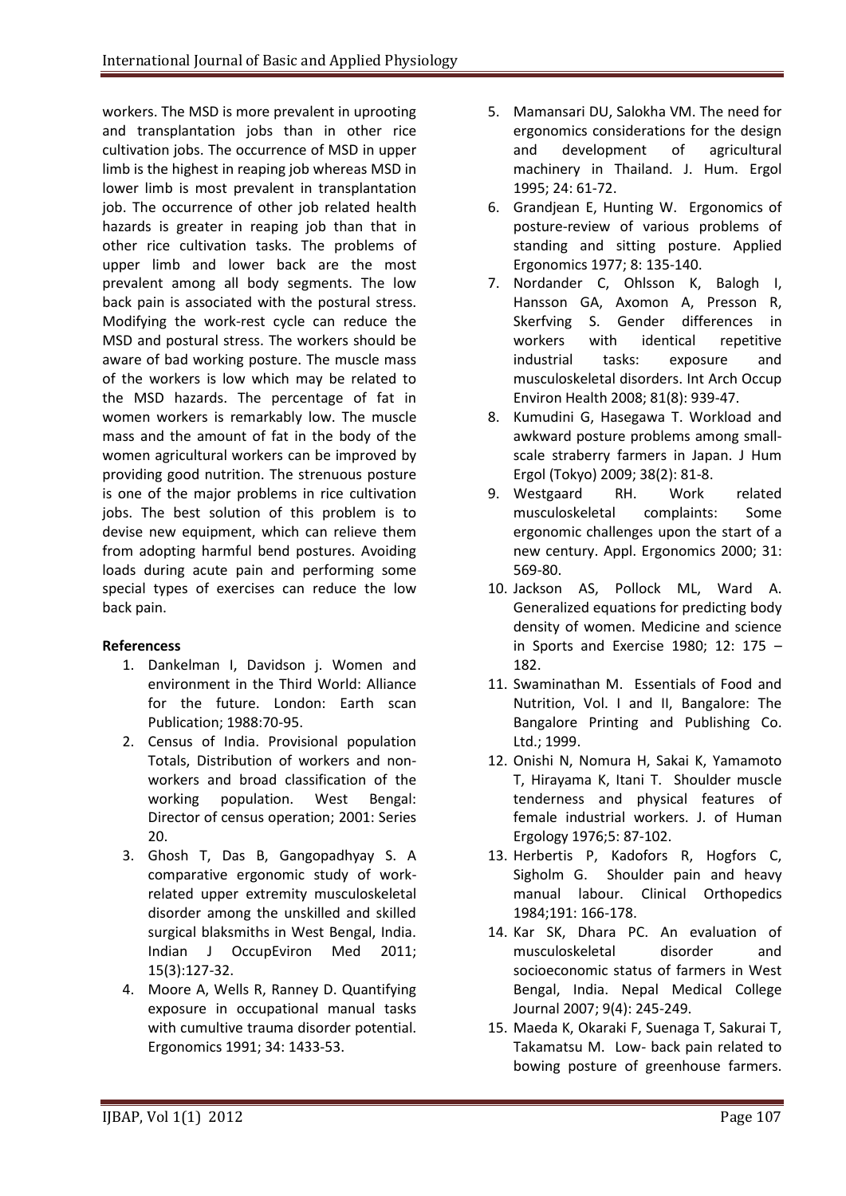workers. The MSD is more prevalent in uprooting and transplantation jobs than in other rice cultivation jobs. The occurrence of MSD in upper limb is the highest in reaping job whereas MSD in lower limb is most prevalent in transplantation job. The occurrence of other job related health hazards is greater in reaping job than that in other rice cultivation tasks. The problems of upper limb and lower back are the most prevalent among all body segments. The low back pain is associated with the postural stress. Modifying the work-rest cycle can reduce the MSD and postural stress. The workers should be aware of bad working posture. The muscle mass of the workers is low which may be related to the MSD hazards. The percentage of fat in women workers is remarkably low. The muscle mass and the amount of fat in the body of the women agricultural workers can be improved by providing good nutrition. The strenuous posture is one of the major problems in rice cultivation jobs. The best solution of this problem is to devise new equipment, which can relieve them from adopting harmful bend postures. Avoiding loads during acute pain and performing some special types of exercises can reduce the low back pain.

**Referencess**

1. Dankelman I, Davidson j. Women and environment in the Third World: Alliance for the future. London: Earth scan Publication; 1988:70-95.
2. Census of India. Provisional population Totals, Distribution of workers and non-workers and broad classification of the working population. West Bengal: Director of census operation; 2001: Series 20.
3. Ghosh T, Das B, Gangopadhyay S. A comparative ergonomic study of work-related upper extremity musculoskeletal disorder among the unskilled and skilled surgical blaksmiths in West Bengal, India. Indian J OccupEviron Med 2011; 15(3):127-32.
4. Moore A, Wells R, Ranney D. Quantifying exposure in occupational manual tasks with cumultive trauma disorder potential. Ergonomics 1991; 34: 1433-53.
5. Mamansari DU, Salokha VM. The need for ergonomics considerations for the design and development of agricultural machinery in Thailand. J. Hum. Ergol 1995; 24: 61-72.
6. Grandjean E, Hunting W. Ergonomics of posture-review of various problems of standing and sitting posture. Applied Ergonomics 1977; 8: 135-140.
7. Nordander C, Ohlsson K, Balogh I, Hansson GA, Axomon A, Presson R, Skerfving S. Gender differences in workers with identical repetitive industrial tasks: exposure and musculoskeletal disorders. Int Arch Occup Environ Health 2008; 81(8): 939-47.
8. Kumudini G, Hasegawa T. Workload and awkward posture problems among small-scale straberry farmers in Japan. J Hum Ergol (Tokyo) 2009; 38(2): 81-8.
9. Westgaard RH. Work related musculoskeletal complaints: Some ergonomic challenges upon the start of a new century. Appl. Ergonomics 2000; 31: 569-80.
10. Jackson AS, Pollock ML, Ward A. Generalized equations for predicting body density of women. Medicine and science in Sports and Exercise 1980; 12: 175 – 182.
11. Swaminathan M. Essentials of Food and Nutrition, Vol. I and II, Bangalore: The Bangalore Printing and Publishing Co. Ltd.; 1999.
12. Onishi N, Nomura H, Sakai K, Yamamoto T, Hirayama K, Itani T. Shoulder muscle tenderness and physical features of female industrial workers. J. of Human Ergology 1976;5: 87-102.
13. Herbertis P, Kadofors R, Hogfors C, Sigholm G. Shoulder pain and heavy manual labour. Clinical Orthopedics 1984;191: 166-178.
14. Kar SK, Dhara PC. An evaluation of musculoskeletal disorder and socioeconomic status of farmers in West Bengal, India. Nepal Medical College Journal 2007; 9(4): 245-249.
15. Maeda K, Okaraki F, Suenaga T, Sakurai T, Takamatsu M. Low- back pain related to bowing posture of greenhouse farmers.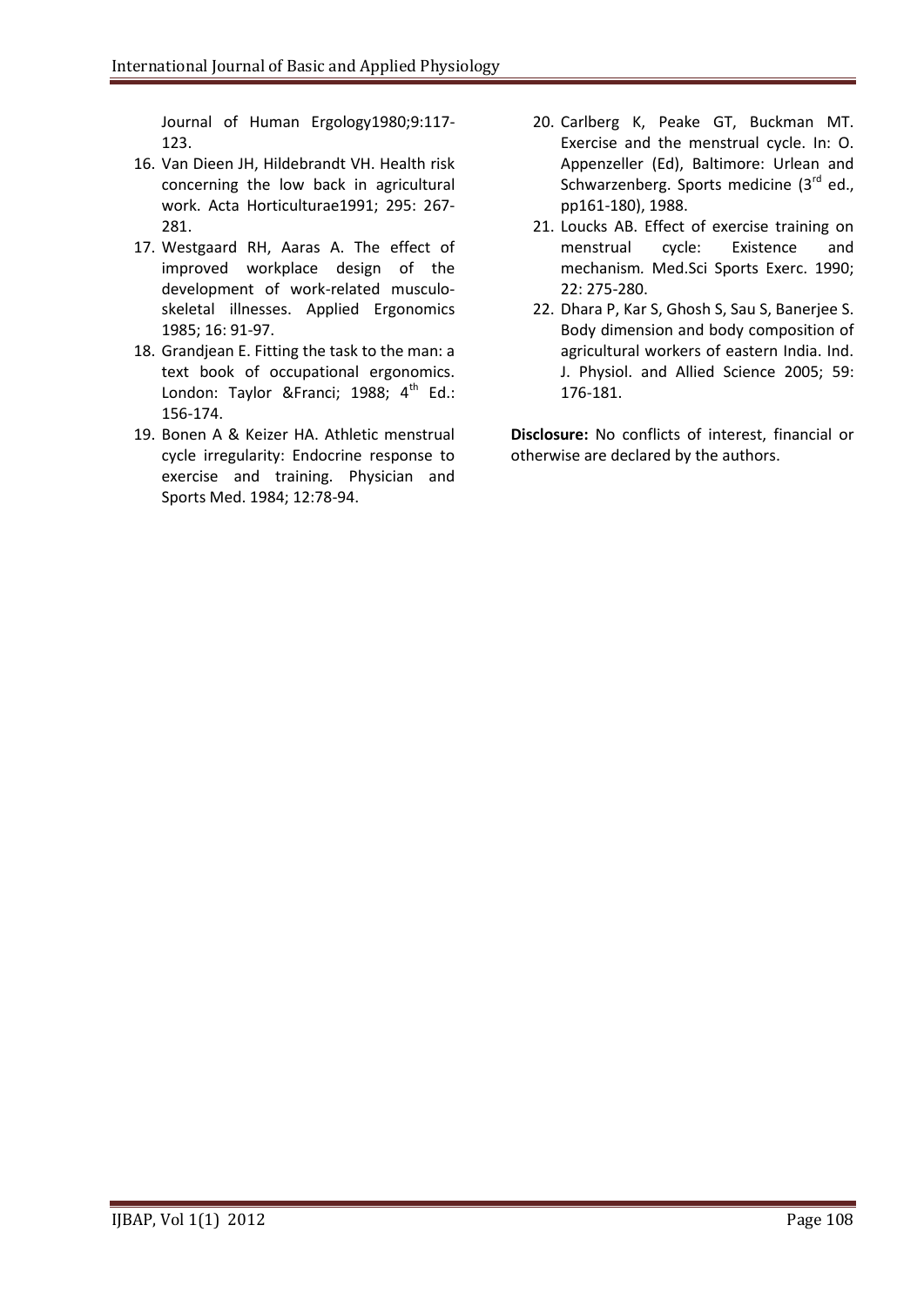Journal of Human Ergology1980;9:117-123.

16. Van Dieen JH, Hildebrandt VH. Health risk concerning the low back in agricultural work. Acta Horticulturae1991; 295: 267-281.
17. Westgaard RH, Aaras A. The effect of improved workplace design of the development of work-related musculo-skeletal illnesses. Applied Ergonomics 1985; 16: 91-97.
18. Grandjean E. Fitting the task to the man: a text book of occupational ergonomics. London: Taylor &Franci; 1988; 4th Ed.: 156-174.
19. Bonen A & Keizer HA. Athletic menstrual cycle irregularity: Endocrine response to exercise and training. Physician and Sports Med. 1984; 12:78-94.
20. Carlberg K, Peake GT, Buckman MT. Exercise and the menstrual cycle. In: O. Appenzeller (Ed), Baltimore: Urlean and Schwarzenberg. Sports medicine (3rd ed., pp161-180), 1988.
21. Loucks AB. Effect of exercise training on menstrual cycle: Existence and mechanism. Med.Sci Sports Exerc. 1990; 22: 275-280.
22. Dhara P, Kar S, Ghosh S, Sau S, Banerjee S. Body dimension and body composition of agricultural workers of eastern India. Ind. J. Physiol. and Allied Science 2005; 59: 176-181.

**Disclosure:** No conflicts of interest, financial or otherwise are declared by the authors.